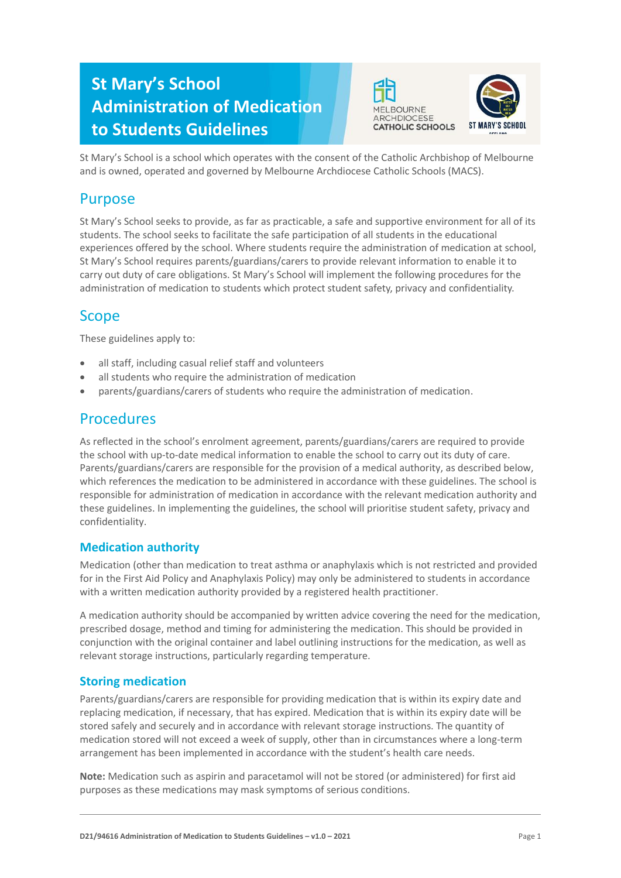# St Mary's School Administration of Medication to Students Guidelines

St Mary's School is a school which operates with the consent of the Catholic Archbishop of Melbourne and is owned, operated and governed by Melbourne Archdiocese Catholic Schools (MACS).

## Purpose

St Mary's School seeks to provide, as far as practicable, a safe and supportive environment for all of its students. The school seeks to facilitate the safe participation of all students in the educational experiences offered by the school. Where students require the administration of medication at school, St Mary's School requires parents/guardians/carers to provide relevant information to enable it to carry out duty of care obligations. St Mary's School will implement the following procedures for the administration of medication to students which protect student safety, privacy and confidentiality.

## Scope

These guidelines apply to:

- all staff, including casual relief staff and volunteers
- all students who require the administration of medication
- parents/guardians/carers of students who require the administration of medication.

## Procedures

As reflected in the school's enrolment agreement, parents/guardians/carers are required to provide the school with up-to-date medical information to enable the school to carry out its duty of care. Parents/guardians/carers are responsible for the provision of a medical authority, as described below, which references the medication to be administered in accordance with these guidelines. The school is responsible for administration of medication in accordance with the relevant medication authority and these guidelines. In implementing the guidelines, the school will prioritise student safety, privacy and confidentiality.

### Medication authority

Medication (other than medication to treat asthma or anaphylaxis which is not restricted and provided for in the First Aid Policy and Anaphylaxis Policy) may only be administered to students in accordance with a written medication authority provided by a registered health practitioner.

A medication authority should be accompanied by written advice covering the need for the medication, prescribed dosage, method and timing for administering the medication. This should be provided in conjunction with the original container and label outlining instructions for the medication, as well as relevant storage instructions, particularly regarding temperature.

### Storing medication

Parents/guardians/carers are responsible for providing medication that is within its expiry date and replacing medication, if necessary, that has expired. Medication that is within its expiry date will be stored safely and securely and in accordance with relevant storage instructions. The quantity of medication stored will not exceed a week of supply, other than in circumstances where a long-term arrangement has been implemented in accordance with the student's health care needs.

**Note:** Medication such as aspirin and paracetamol will not be stored (or administered) for first aid purposes as these medications may mask symptoms of serious conditions.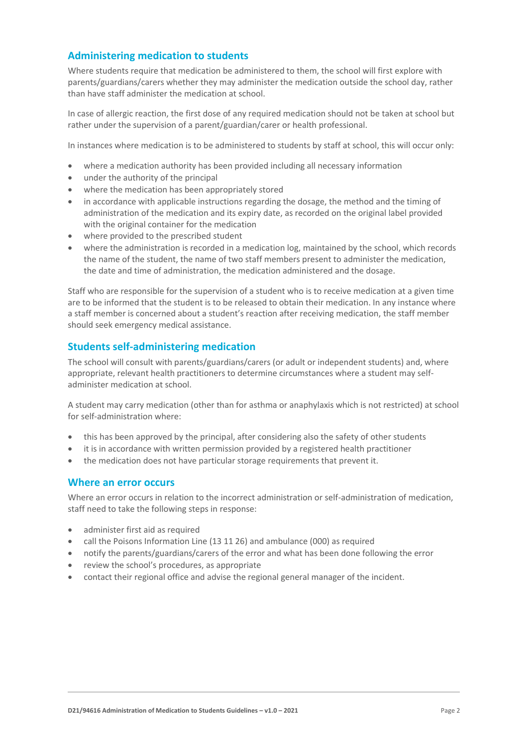## Administering medication to students

Where students require that medication be administered to them, the school will first explore with parents/guardians/carers whether they may administer the medication outside the school day, rather than have staff administer the medication at school.

In case of allergic reaction, the first dose of any required medication should not be taken at school but rather under the supervision of a parent/guardian/carer or health professional.

In instances where medication is to be administered to students by staff at school, this will occur only:

- where a medication authority has been provided including all necessary information
- under the authority of the principal
- where the medication has been appropriately stored
- in accordance with applicable instructions regarding the dosage, the method and the timing of administration of the medication and its expiry date, as recorded on the original label provided with the original container for the medication
- where provided to the prescribed student
- where the administration is recorded in a medication log, maintained by the school, which records the name of the student, the name of two staff members present to administer the medication, the date and time of administration, the medication administered and the dosage.

Staff who are responsible for the supervision of a student who is to receive medication at a given time are to be informed that the student is to be released to obtain their medication. In any instance where a staff member is concerned about a student's reaction after receiving medication, the staff member should seek emergency medical assistance.

## Students self-administering medication

The school will consult with parents/guardians/carers (or adult or independent students) and, where appropriate, relevant health practitioners to determine circumstances where a student may self-administer medication at school.

A student may carry medication (other than for asthma or anaphylaxis which is not restricted) at school for self-administration where:

- this has been approved by the principal, after considering also the safety of other students
- it is in accordance with written permission provided by a registered health practitioner
- the medication does not have particular storage requirements that prevent it.

## Where an error occurs

Where an error occurs in relation to the incorrect administration or self-administration of medication, staff need to take the following steps in response:

- administer first aid as required
- call the Poisons Information Line (13 11 26) and ambulance (000) as required
- notify the parents/guardians/carers of the error and what has been done following the error
- review the school's procedures, as appropriate
- contact their regional office and advise the regional general manager of the incident.